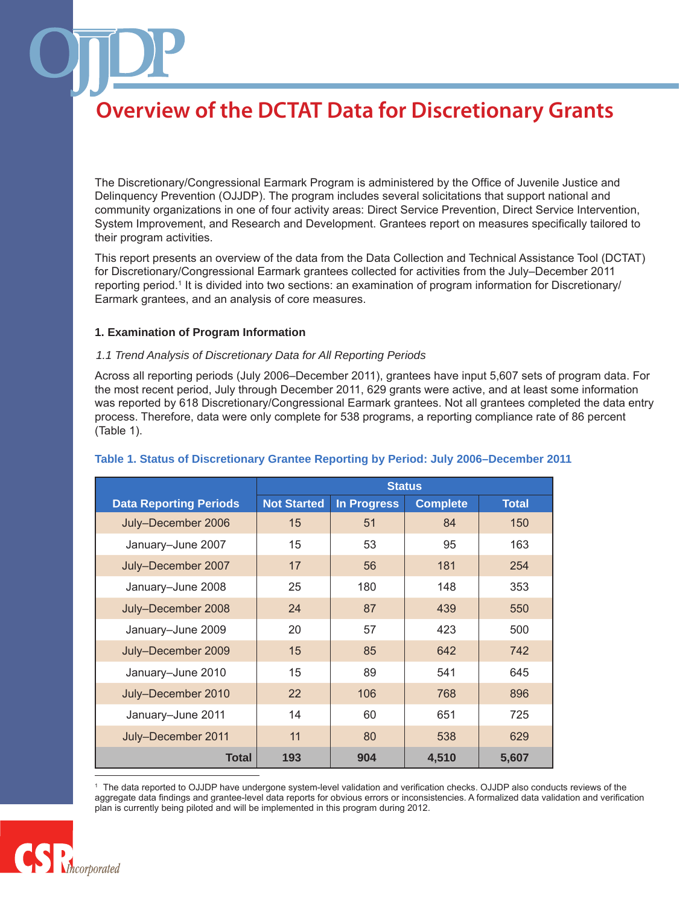# Overview of the DCTAT Data for Discretionary Grants

The Discretionary/Congressional Earmark Program is administered by the Office of Juvenile Justice and Delinquency Prevention (OJJDP). The program includes several solicitations that support national and community organizations in one of four activity areas: Direct Service Prevention, Direct Service Intervention, System Improvement, and Research and Development. Grantees report on measures specifically tailored to their program activities.

This report presents an overview of the data from the Data Collection and Technical Assistance Tool (DCTAT) for Discretionary/Congressional Earmark grantees collected for activities from the July–December 2011 reporting period.[1] It is divided into two sections: an examination of program information for Discretionary/Earmark grantees, and an analysis of core measures.

### 1. Examination of Program Information

*1.1 Trend Analysis of Discretionary Data for All Reporting Periods*

Across all reporting periods (July 2006–December 2011), grantees have input 5,607 sets of program data. For the most recent period, July through December 2011, 629 grants were active, and at least some information was reported by 618 Discretionary/Congressional Earmark grantees. Not all grantees completed the data entry process. Therefore, data were only complete for 538 programs, a reporting compliance rate of 86 percent (Table 1).

**Table 1. Status of Discretionary Grantee Reporting by Period: July 2006–December 2011**

| | Status | | | |
|---|---|---|---|---|
| **Data Reporting Periods** | **Not Started** | **In Progress** | **Complete** | **Total** |
| July–December 2006 | 15 | 51 | 84 | 150 |
| January–June 2007 | 15 | 53 | 95 | 163 |
| July–December 2007 | 17 | 56 | 181 | 254 |
| January–June 2008 | 25 | 180 | 148 | 353 |
| July–December 2008 | 24 | 87 | 439 | 550 |
| January–June 2009 | 20 | 57 | 423 | 500 |
| July–December 2009 | 15 | 85 | 642 | 742 |
| January–June 2010 | 15 | 89 | 541 | 645 |
| July–December 2010 | 22 | 106 | 768 | 896 |
| January–June 2011 | 14 | 60 | 651 | 725 |
| July–December 2011 | 11 | 80 | 538 | 629 |
| **Total** | **193** | **904** | **4,510** | **5,607** |

[1] The data reported to OJJDP have undergone system-level validation and verification checks. OJJDP also conducts reviews of the aggregate data findings and grantee-level data reports for obvious errors or inconsistencies. A formalized data validation and verification plan is currently being piloted and will be implemented in this program during 2012.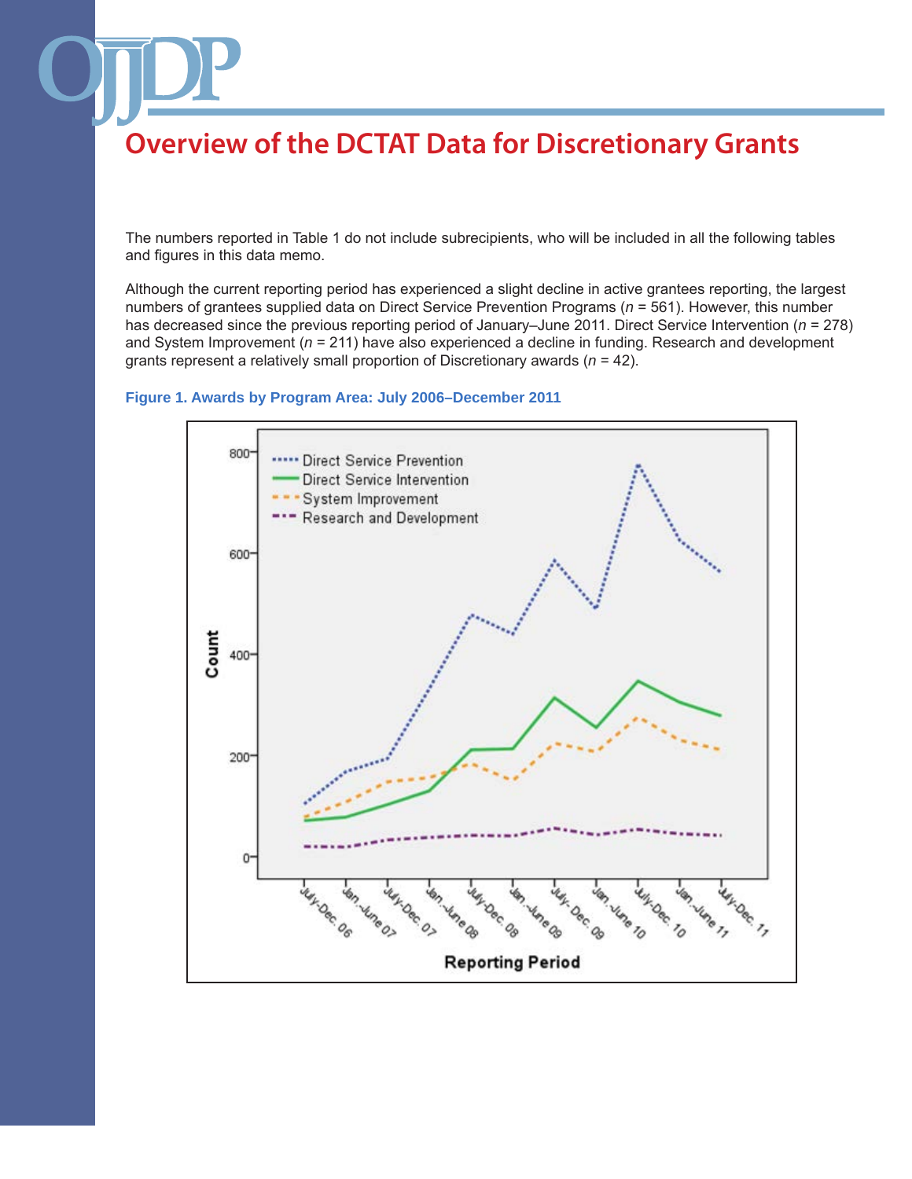# Overview of the DCTAT Data for Discretionary Grants

The numbers reported in Table 1 do not include subrecipients, who will be included in all the following tables and figures in this data memo.

Although the current reporting period has experienced a slight decline in active grantees reporting, the largest numbers of grantees supplied data on Direct Service Prevention Programs (*n* = 561). However, this number has decreased since the previous reporting period of January–June 2011. Direct Service Intervention (*n* = 278) and System Improvement (*n* = 211) have also experienced a decline in funding. Research and development grants represent a relatively small proportion of Discretionary awards (*n* = 42).

**Figure 1. Awards by Program Area: July 2006–December 2011**

Direct Service Prevention
Direct Service Intervention
System Improvement
Research and Development

Count

800
600
400
200
0

July-Dec. 06
Jan.-June 07
July-Dec. 07
Jan.-June 08
July-Dec. 08
Jan.-June 09
July-Dec. 09
Jan.-June 10
July-Dec. 10
Jan.-June 11
July-Dec. 11

Reporting Period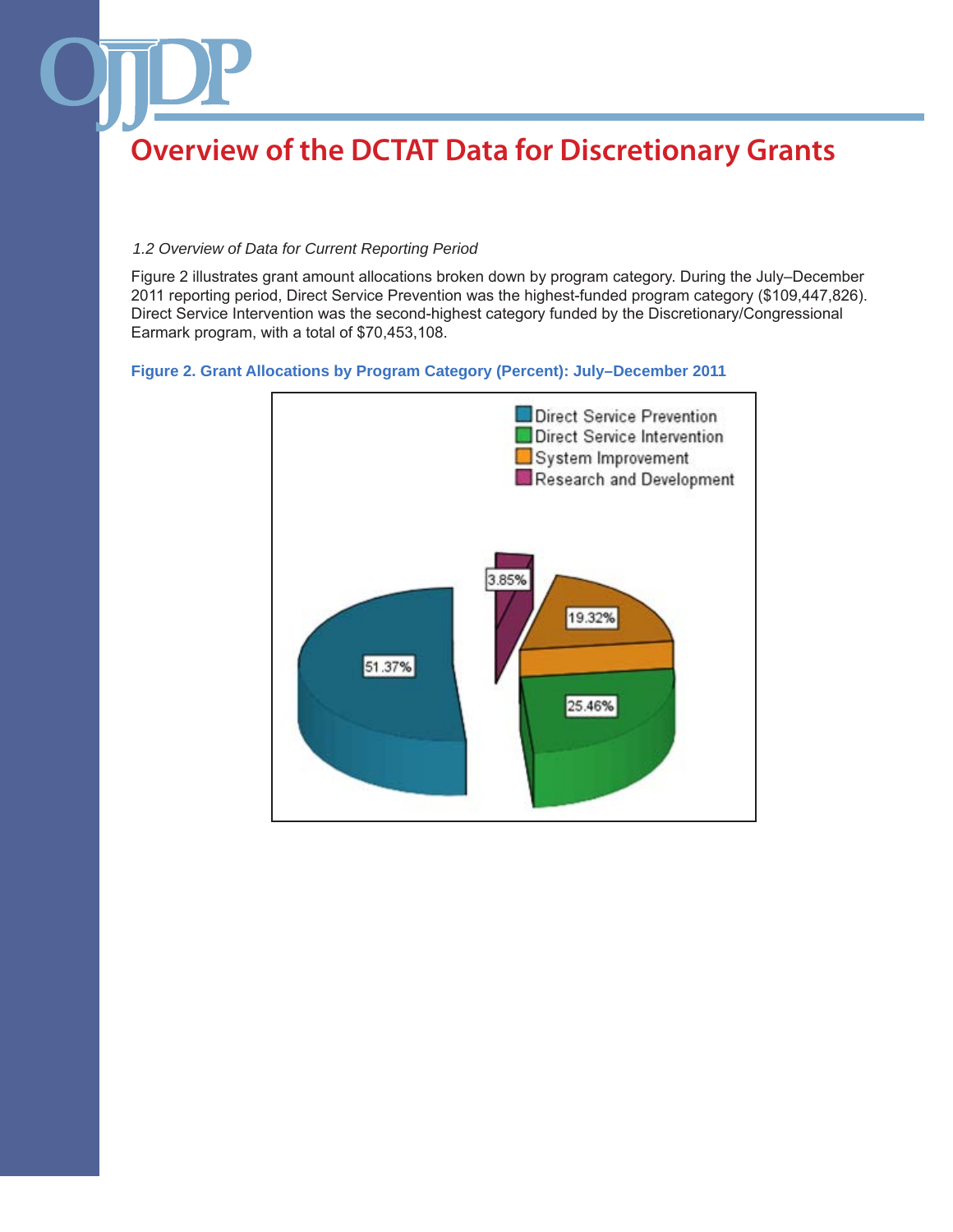# Overview of the DCTAT Data for Discretionary Grants

*1.2 Overview of Data for Current Reporting Period*

Figure 2 illustrates grant amount allocations broken down by program category. During the July–December 2011 reporting period, Direct Service Prevention was the highest-funded program category ($109,447,826). Direct Service Intervention was the second-highest category funded by the Discretionary/Congressional Earmark program, with a total of $70,453,108.

**Figure 2. Grant Allocations by Program Category (Percent): July–December 2011**

Direct Service Prevention
Direct Service Intervention
System Improvement
Research and Development

51.37%
25.46%
19.32%
3.85%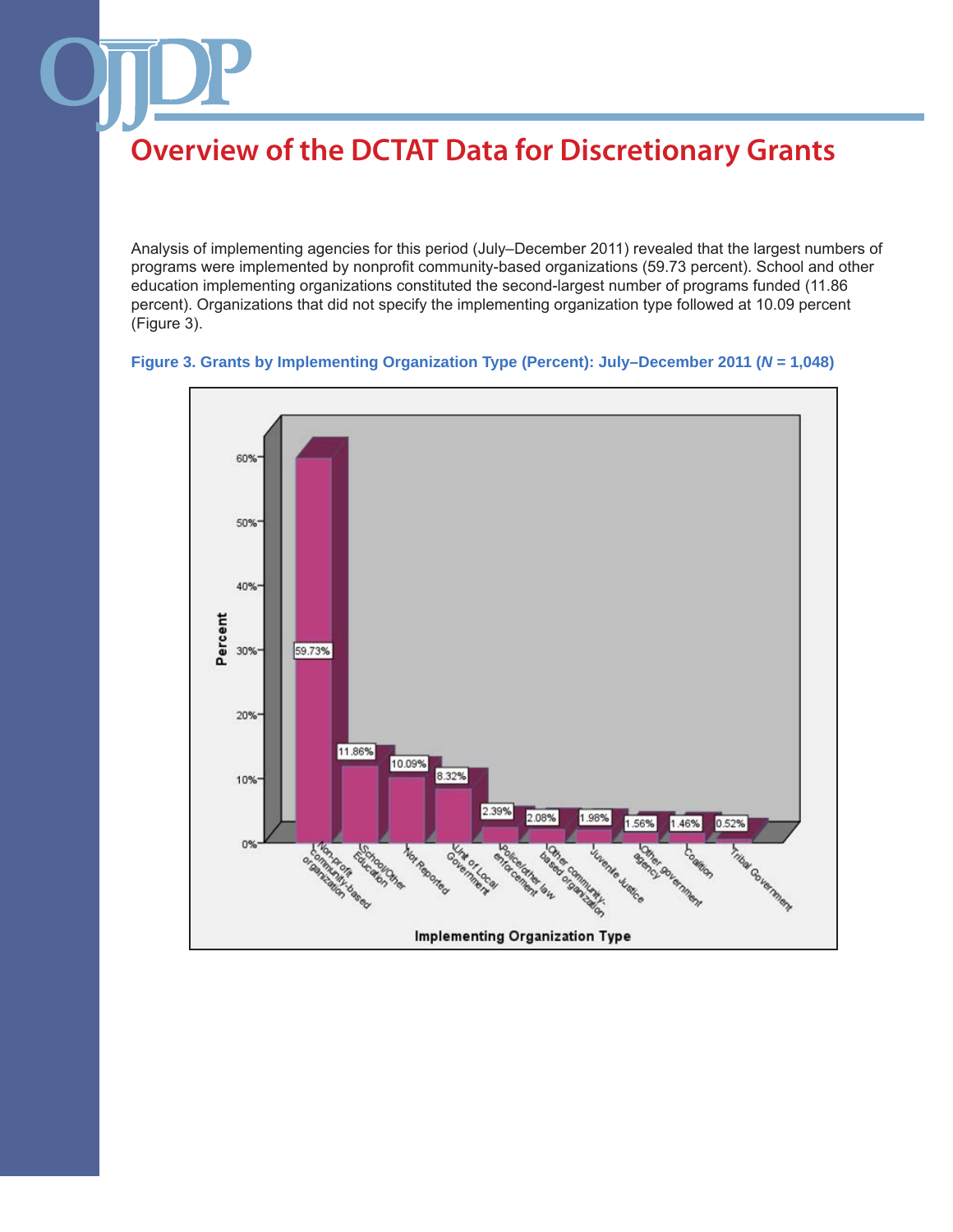## Overview of the DCTAT Data for Discretionary Grants

Analysis of implementing agencies for this period (July–December 2011) revealed that the largest numbers of programs were implemented by nonprofit community-based organizations (59.73 percent). School and other education implementing organizations constituted the second-largest number of programs funded (11.86 percent). Organizations that did not specify the implementing organization type followed at 10.09 percent (Figure 3).

**Figure 3. Grants by Implementing Organization Type (Percent): July–December 2011 (*N* = 1,048)**

Percent

60%
50%
40%
30%
20%
10%
0%

59.73%
11.86%
10.09%
8.32%
2.39%
2.08%
1.98%
1.56%
1.46%
0.52%

Non-profit community-based organization
School/Other Education
Not Reported
Unit of Local Government
Police/other law enforcement
Other community-based organization
Juvenile Justice
Other government agency
Coalition
Tribal Government

Implementing Organization Type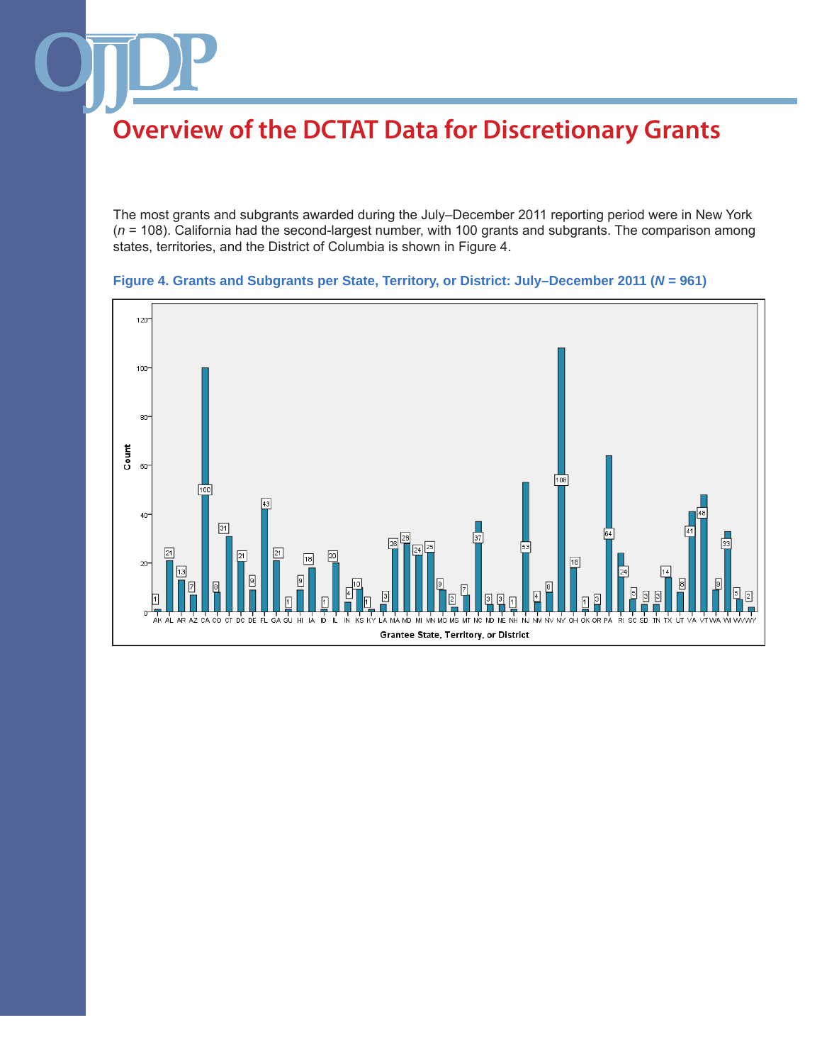# Overview of the DCTAT Data for Discretionary Grants

The most grants and subgrants awarded during the July–December 2011 reporting period were in New York ($n$ = 108). California had the second-largest number, with 100 grants and subgrants. The comparison among states, territories, and the District of Columbia is shown in Figure 4.

**Figure 4. Grants and Subgrants per State, Territory, or District: July–December 2011 ($N$ = 961)**

Count

0
20
40
60
80
100
120

1 21 13 7 100 8 31 21 9 43 21 1 9 18 1 20 4 10 1 3 26 28 24 25 9 2 7 37 3 3 1 53 4 8 108 18 1 3 64 24 5 3 3 14 8 41 48 9 33 5 2

AK AL AR AZ CA CO CT DC DE FL GA GU HI IA ID IL IN KS KY LA MA MD MI MN MO MS MT NC ND NE NH NJ NM NV NY OH OK OR PA RI SC SD TN TX UT VA VT WA WI WV WY

Grantee State, Territory, or District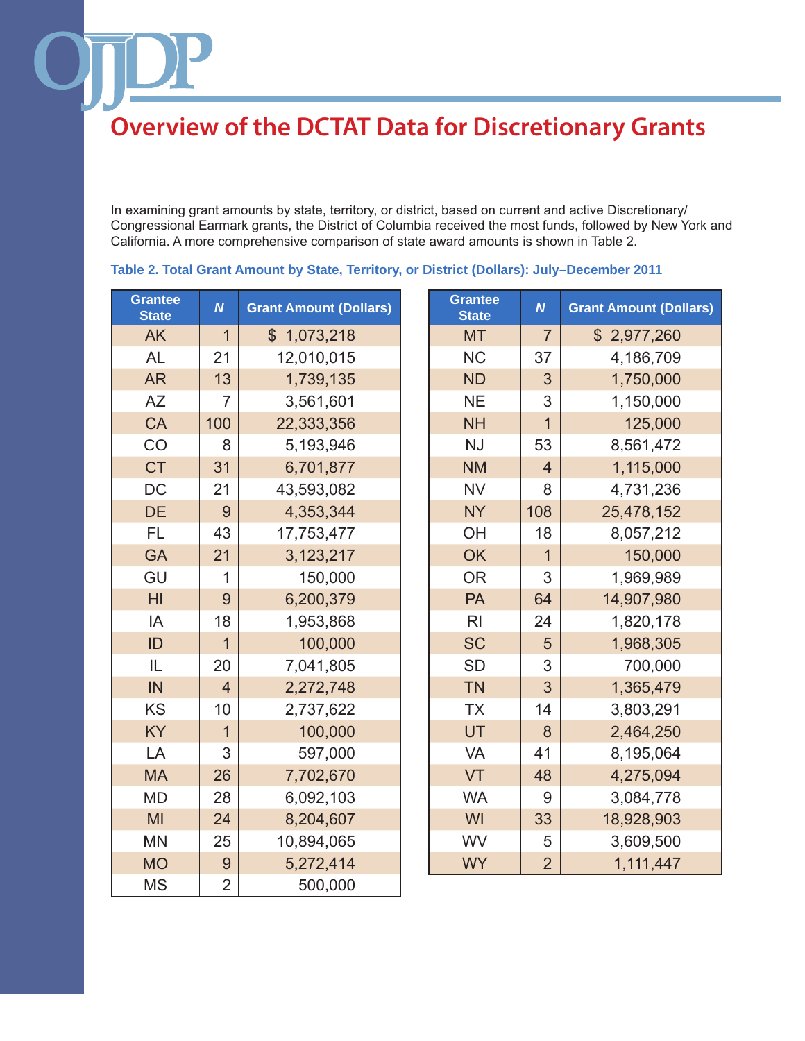## Overview of the DCTAT Data for Discretionary Grants

In examining grant amounts by state, territory, or district, based on current and active Discretionary/Congressional Earmark grants, the District of Columbia received the most funds, followed by New York and California. A more comprehensive comparison of state award amounts is shown in Table 2.

**Table 2. Total Grant Amount by State, Territory, or District (Dollars): July–December 2011**

| Grantee State | *N* | Grant Amount (Dollars) |
|---|---|---|
| AK | 1 | $ 1,073,218 |
| AL | 21 | 12,010,015 |
| AR | 13 | 1,739,135 |
| AZ | 7 | 3,561,601 |
| CA | 100 | 22,333,356 |
| CO | 8 | 5,193,946 |
| CT | 31 | 6,701,877 |
| DC | 21 | 43,593,082 |
| DE | 9 | 4,353,344 |
| FL | 43 | 17,753,477 |
| GA | 21 | 3,123,217 |
| GU | 1 | 150,000 |
| HI | 9 | 6,200,379 |
| IA | 18 | 1,953,868 |
| ID | 1 | 100,000 |
| IL | 20 | 7,041,805 |
| IN | 4 | 2,272,748 |
| KS | 10 | 2,737,622 |
| KY | 1 | 100,000 |
| LA | 3 | 597,000 |
| MA | 26 | 7,702,670 |
| MD | 28 | 6,092,103 |
| MI | 24 | 8,204,607 |
| MN | 25 | 10,894,065 |
| MO | 9 | 5,272,414 |
| MS | 2 | 500,000 |
| MT | 7 | $ 2,977,260 |
| NC | 37 | 4,186,709 |
| ND | 3 | 1,750,000 |
| NE | 3 | 1,150,000 |
| NH | 1 | 125,000 |
| NJ | 53 | 8,561,472 |
| NM | 4 | 1,115,000 |
| NV | 8 | 4,731,236 |
| NY | 108 | 25,478,152 |
| OH | 18 | 8,057,212 |
| OK | 1 | 150,000 |
| OR | 3 | 1,969,989 |
| PA | 64 | 14,907,980 |
| RI | 24 | 1,820,178 |
| SC | 5 | 1,968,305 |
| SD | 3 | 700,000 |
| TN | 3 | 1,365,479 |
| TX | 14 | 3,803,291 |
| UT | 8 | 2,464,250 |
| VA | 41 | 8,195,064 |
| VT | 48 | 4,275,094 |
| WA | 9 | 3,084,778 |
| WI | 33 | 18,928,903 |
| WV | 5 | 3,609,500 |
| WY | 2 | 1,111,447 |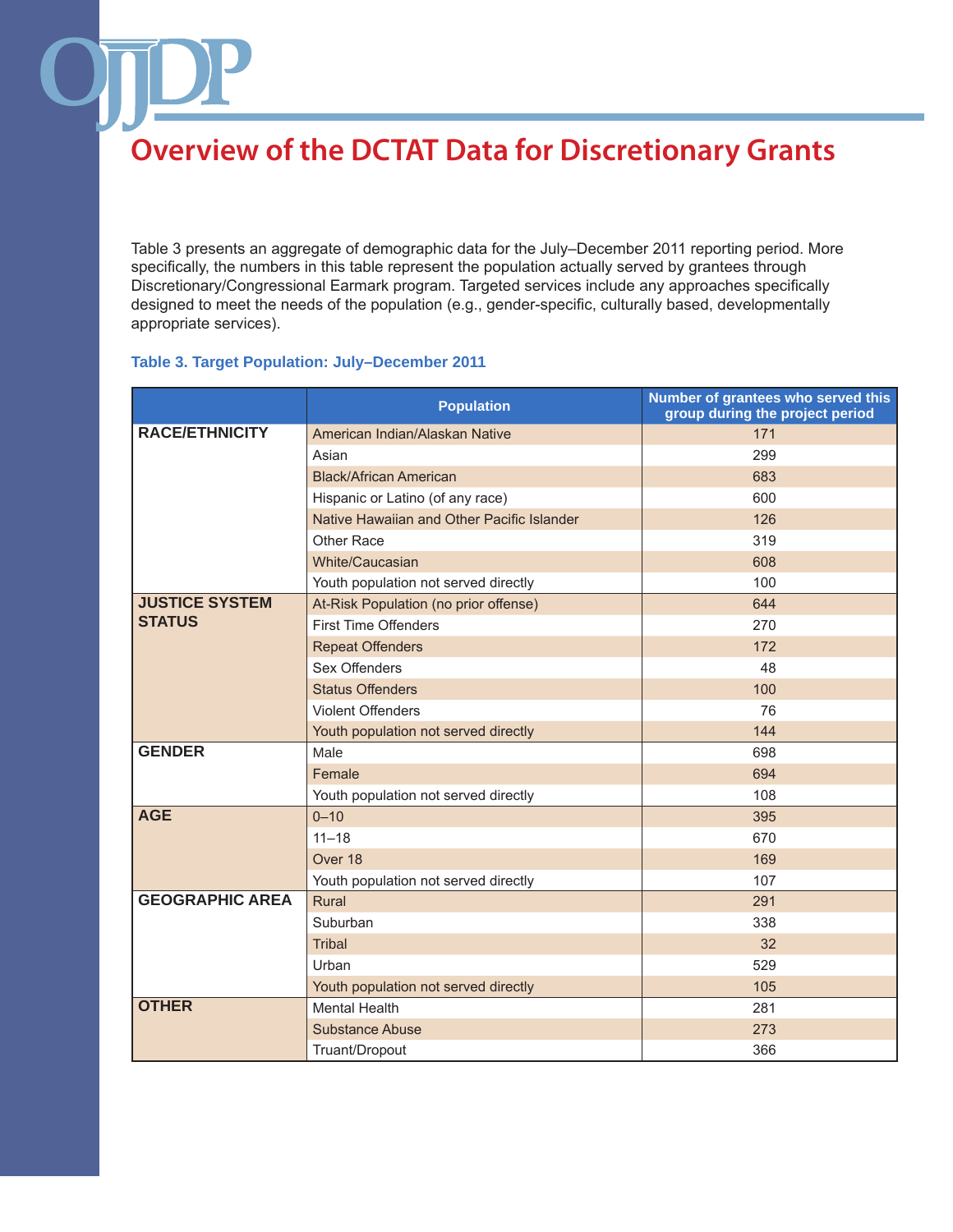# Overview of the DCTAT Data for Discretionary Grants

Table 3 presents an aggregate of demographic data for the July–December 2011 reporting period. More specifically, the numbers in this table represent the population actually served by grantees through Discretionary/Congressional Earmark program. Targeted services include any approaches specifically designed to meet the needs of the population (e.g., gender-specific, culturally based, developmentally appropriate services).

**Table 3. Target Population: July–December 2011**

| | Population | Number of grantees who served this group during the project period |
|---|---|---|
| **RACE/ETHNICITY** | American Indian/Alaskan Native | 171 |
| | Asian | 299 |
| | Black/African American | 683 |
| | Hispanic or Latino (of any race) | 600 |
| | Native Hawaiian and Other Pacific Islander | 126 |
| | Other Race | 319 |
| | White/Caucasian | 608 |
| | Youth population not served directly | 100 |
| **JUSTICE SYSTEM STATUS** | At-Risk Population (no prior offense) | 644 |
| | First Time Offenders | 270 |
| | Repeat Offenders | 172 |
| | Sex Offenders | 48 |
| | Status Offenders | 100 |
| | Violent Offenders | 76 |
| | Youth population not served directly | 144 |
| **GENDER** | Male | 698 |
| | Female | 694 |
| | Youth population not served directly | 108 |
| **AGE** | 0–10 | 395 |
| | 11–18 | 670 |
| | Over 18 | 169 |
| | Youth population not served directly | 107 |
| **GEOGRAPHIC AREA** | Rural | 291 |
| | Suburban | 338 |
| | Tribal | 32 |
| | Urban | 529 |
| | Youth population not served directly | 105 |
| **OTHER** | Mental Health | 281 |
| | Substance Abuse | 273 |
| | Truant/Dropout | 366 |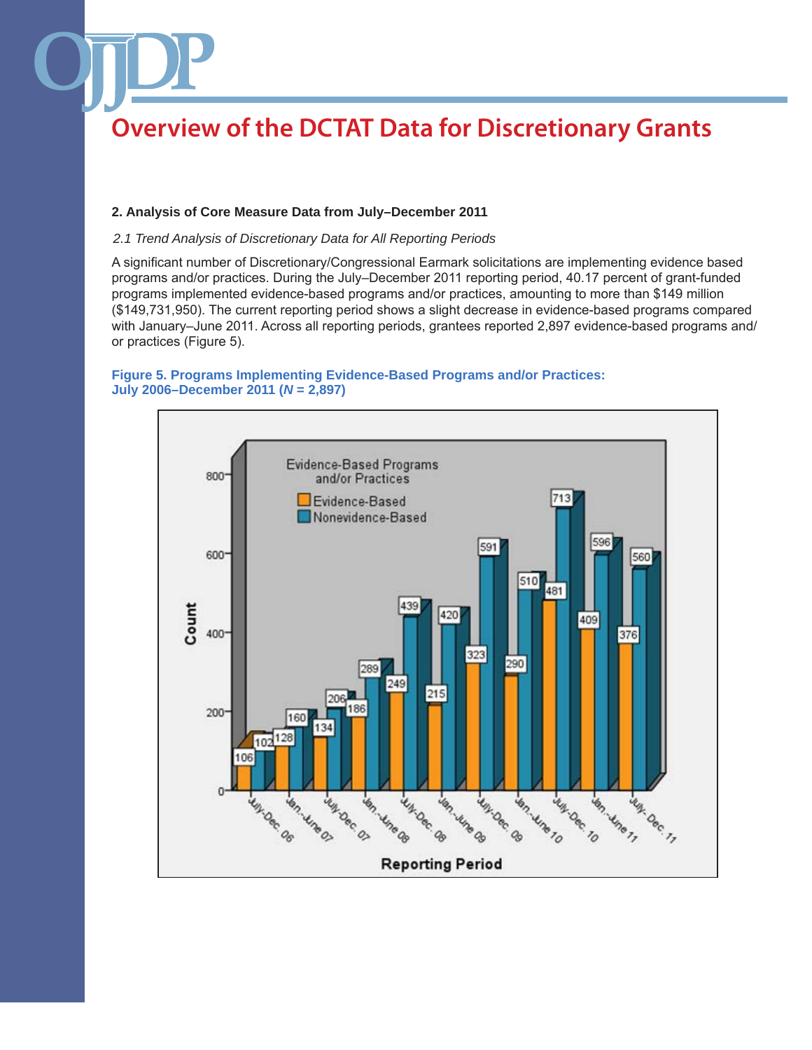# Overview of the DCTAT Data for Discretionary Grants

**2. Analysis of Core Measure Data from July–December 2011**

*2.1 Trend Analysis of Discretionary Data for All Reporting Periods*

A significant number of Discretionary/Congressional Earmark solicitations are implementing evidence based programs and/or practices. During the July–December 2011 reporting period, 40.17 percent of grant-funded programs implemented evidence-based programs and/or practices, amounting to more than $149 million ($149,731,950). The current reporting period shows a slight decrease in evidence-based programs compared with January–June 2011. Across all reporting periods, grantees reported 2,897 evidence-based programs and/or practices (Figure 5).

**Figure 5. Programs Implementing Evidence-Based Programs and/or Practices: July 2006–December 2011 (*N* = 2,897)**

Evidence-Based Programs and/or Practices

Evidence-Based

Nonevidence-Based

Count

800

600

400

200

0

106 102 128 160 134 206 186 289 249 439 215 420 323 591 290 510 481 713 409 596 376 560

July-Dec. 06

Jan.-June 07

July-Dec. 07

Jan.-June 08

July-Dec. 08

Jan.-June 09

July-Dec. 09

Jan.-June 10

July-Dec. 10

Jan.-June 11

July-Dec. 11

Reporting Period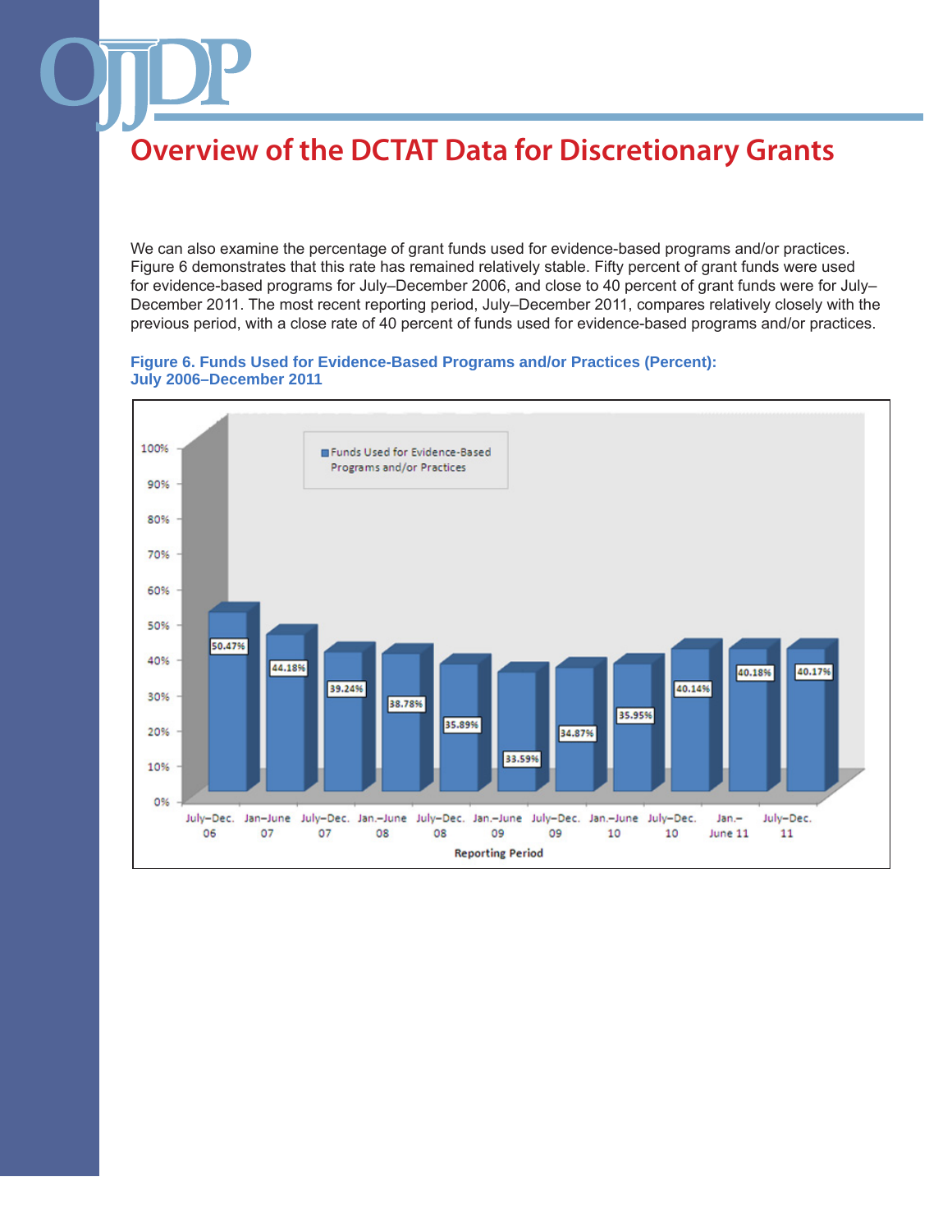# Overview of the DCTAT Data for Discretionary Grants

We can also examine the percentage of grant funds used for evidence-based programs and/or practices. Figure 6 demonstrates that this rate has remained relatively stable. Fifty percent of grant funds were used for evidence-based programs for July–December 2006, and close to 40 percent of grant funds were for July–December 2011. The most recent reporting period, July–December 2011, compares relatively closely with the previous period, with a close rate of 40 percent of funds used for evidence-based programs and/or practices.

**Figure 6. Funds Used for Evidence-Based Programs and/or Practices (Percent): July 2006–December 2011**

| Reporting Period | Funds Used for Evidence-Based Programs and/or Practices |
|---|---|
| July–Dec. 06 | 50.47% |
| Jan–June 07 | 44.18% |
| July–Dec. 07 | 39.24% |
| Jan.–June 08 | 38.78% |
| July–Dec. 08 | 35.89% |
| Jan.–June 09 | 33.59% |
| July–Dec. 09 | 34.87% |
| Jan.–June 10 | 35.95% |
| July–Dec. 10 | 40.14% |
| Jan.–June 11 | 40.18% |
| July–Dec. 11 | 40.17% |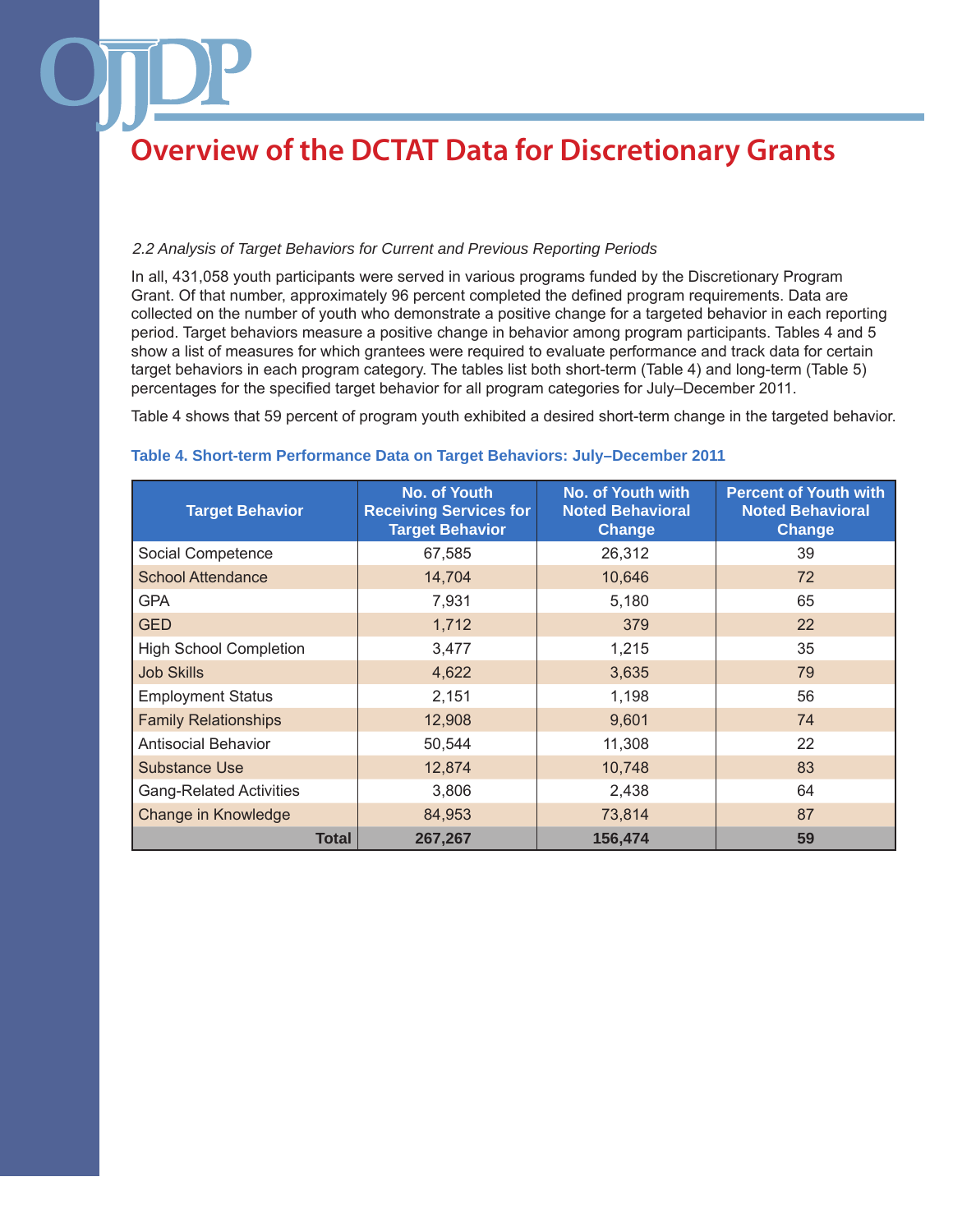# Overview of the DCTAT Data for Discretionary Grants

*2.2 Analysis of Target Behaviors for Current and Previous Reporting Periods*

In all, 431,058 youth participants were served in various programs funded by the Discretionary Program Grant. Of that number, approximately 96 percent completed the defined program requirements. Data are collected on the number of youth who demonstrate a positive change for a targeted behavior in each reporting period. Target behaviors measure a positive change in behavior among program participants. Tables 4 and 5 show a list of measures for which grantees were required to evaluate performance and track data for certain target behaviors in each program category. The tables list both short-term (Table 4) and long-term (Table 5) percentages for the specified target behavior for all program categories for July–December 2011.

Table 4 shows that 59 percent of program youth exhibited a desired short-term change in the targeted behavior.

**Table 4. Short-term Performance Data on Target Behaviors: July–December 2011**

| Target Behavior | No. of Youth Receiving Services for Target Behavior | No. of Youth with Noted Behavioral Change | Percent of Youth with Noted Behavioral Change |
|---|---|---|---|
| Social Competence | 67,585 | 26,312 | 39 |
| School Attendance | 14,704 | 10,646 | 72 |
| GPA | 7,931 | 5,180 | 65 |
| GED | 1,712 | 379 | 22 |
| High School Completion | 3,477 | 1,215 | 35 |
| Job Skills | 4,622 | 3,635 | 79 |
| Employment Status | 2,151 | 1,198 | 56 |
| Family Relationships | 12,908 | 9,601 | 74 |
| Antisocial Behavior | 50,544 | 11,308 | 22 |
| Substance Use | 12,874 | 10,748 | 83 |
| Gang-Related Activities | 3,806 | 2,438 | 64 |
| Change in Knowledge | 84,953 | 73,814 | 87 |
| **Total** | **267,267** | **156,474** | **59** |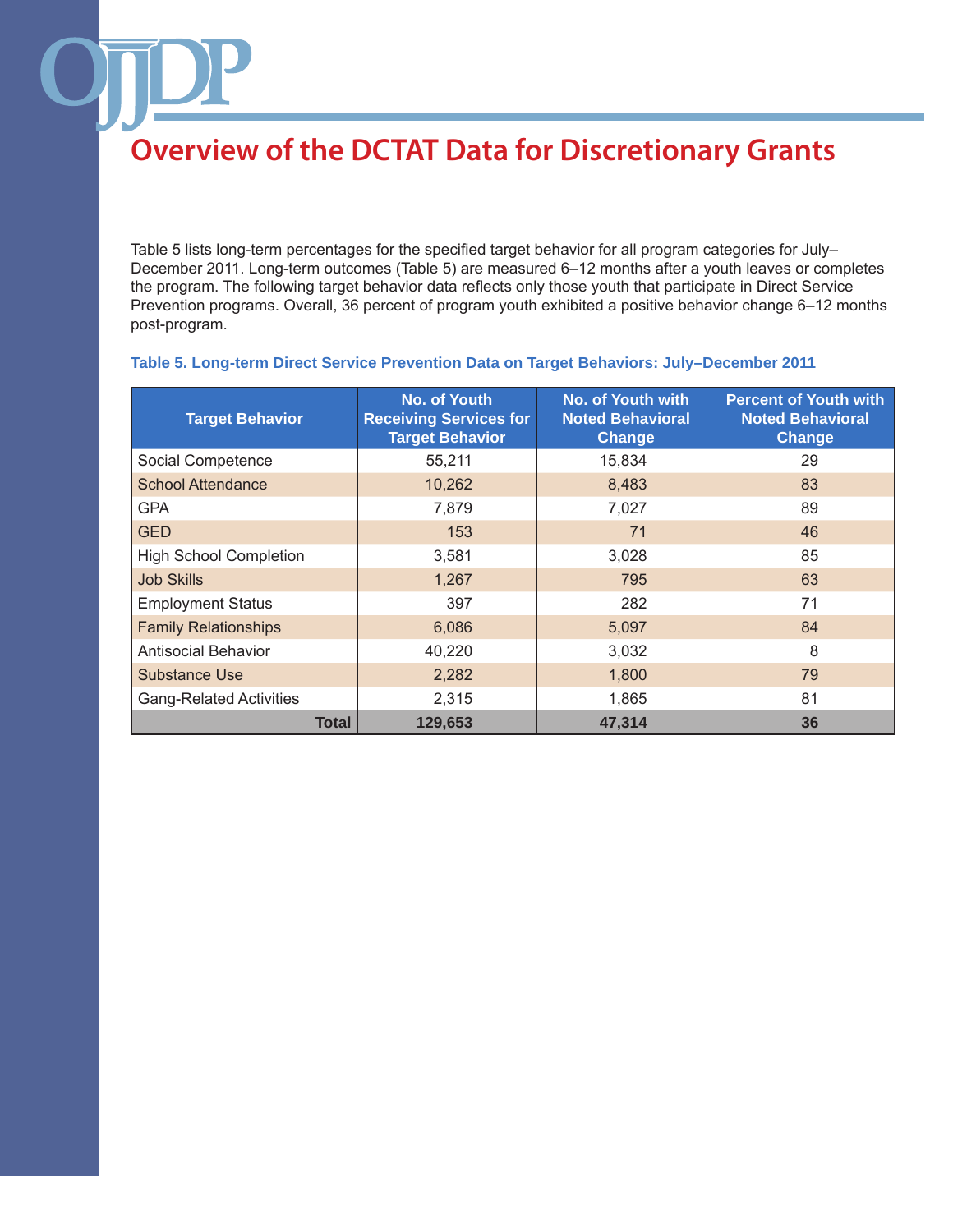# Overview of the DCTAT Data for Discretionary Grants

Table 5 lists long-term percentages for the specified target behavior for all program categories for July–December 2011. Long-term outcomes (Table 5) are measured 6–12 months after a youth leaves or completes the program. The following target behavior data reflects only those youth that participate in Direct Service Prevention programs. Overall, 36 percent of program youth exhibited a positive behavior change 6–12 months post-program.

**Table 5. Long-term Direct Service Prevention Data on Target Behaviors: July–December 2011**

| Target Behavior | No. of Youth Receiving Services for Target Behavior | No. of Youth with Noted Behavioral Change | Percent of Youth with Noted Behavioral Change |
|---|---|---|---|
| Social Competence | 55,211 | 15,834 | 29 |
| School Attendance | 10,262 | 8,483 | 83 |
| GPA | 7,879 | 7,027 | 89 |
| GED | 153 | 71 | 46 |
| High School Completion | 3,581 | 3,028 | 85 |
| Job Skills | 1,267 | 795 | 63 |
| Employment Status | 397 | 282 | 71 |
| Family Relationships | 6,086 | 5,097 | 84 |
| Antisocial Behavior | 40,220 | 3,032 | 8 |
| Substance Use | 2,282 | 1,800 | 79 |
| Gang-Related Activities | 2,315 | 1,865 | 81 |
| **Total** | **129,653** | **47,314** | **36** |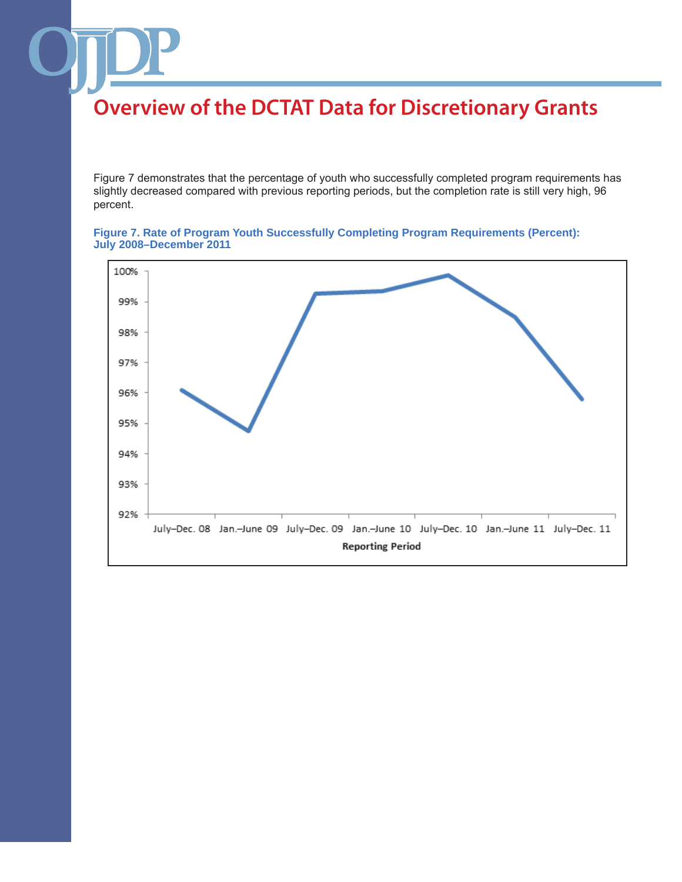# Overview of the DCTAT Data for Discretionary Grants

Figure 7 demonstrates that the percentage of youth who successfully completed program requirements has slightly decreased compared with previous reporting periods, but the completion rate is still very high, 96 percent.

**Figure 7. Rate of Program Youth Successfully Completing Program Requirements (Percent): July 2008–December 2011**

100%
99%
98%
97%
96%
95%
94%
93%
92%

July–Dec. 08
Jan.–June 09
July–Dec. 09
Jan.–June 10
July–Dec. 10
Jan.–June 11
July–Dec. 11

Reporting Period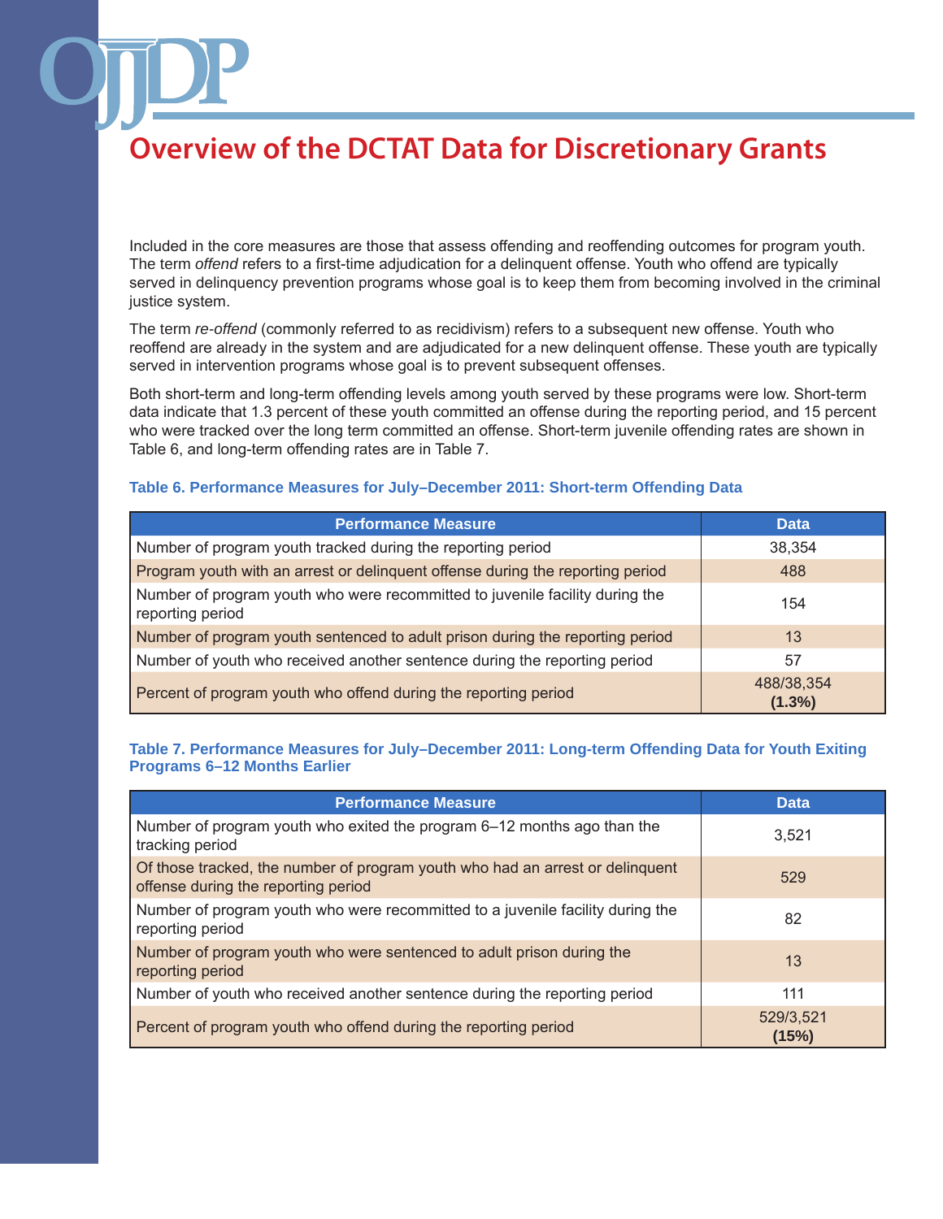# Overview of the DCTAT Data for Discretionary Grants

Included in the core measures are those that assess offending and reoffending outcomes for program youth. The term *offend* refers to a first-time adjudication for a delinquent offense. Youth who offend are typically served in delinquency prevention programs whose goal is to keep them from becoming involved in the criminal justice system.

The term *re-offend* (commonly referred to as recidivism) refers to a subsequent new offense. Youth who reoffend are already in the system and are adjudicated for a new delinquent offense. These youth are typically served in intervention programs whose goal is to prevent subsequent offenses.

Both short-term and long-term offending levels among youth served by these programs were low. Short-term data indicate that 1.3 percent of these youth committed an offense during the reporting period, and 15 percent who were tracked over the long term committed an offense. Short-term juvenile offending rates are shown in Table 6, and long-term offending rates are in Table 7.

**Table 6. Performance Measures for July–December 2011: Short-term Offending Data**

| Performance Measure | Data |
|---|---|
| Number of program youth tracked during the reporting period | 38,354 |
| Program youth with an arrest or delinquent offense during the reporting period | 488 |
| Number of program youth who were recommitted to juvenile facility during the reporting period | 154 |
| Number of program youth sentenced to adult prison during the reporting period | 13 |
| Number of youth who received another sentence during the reporting period | 57 |
| Percent of program youth who offend during the reporting period | 488/38,354 **(1.3%)** |

**Table 7. Performance Measures for July–December 2011: Long-term Offending Data for Youth Exiting Programs 6–12 Months Earlier**

| Performance Measure | Data |
|---|---|
| Number of program youth who exited the program 6–12 months ago than the tracking period | 3,521 |
| Of those tracked, the number of program youth who had an arrest or delinquent offense during the reporting period | 529 |
| Number of program youth who were recommitted to a juvenile facility during the reporting period | 82 |
| Number of program youth who were sentenced to adult prison during the reporting period | 13 |
| Number of youth who received another sentence during the reporting period | 111 |
| Percent of program youth who offend during the reporting period | 529/3,521 **(15%)** |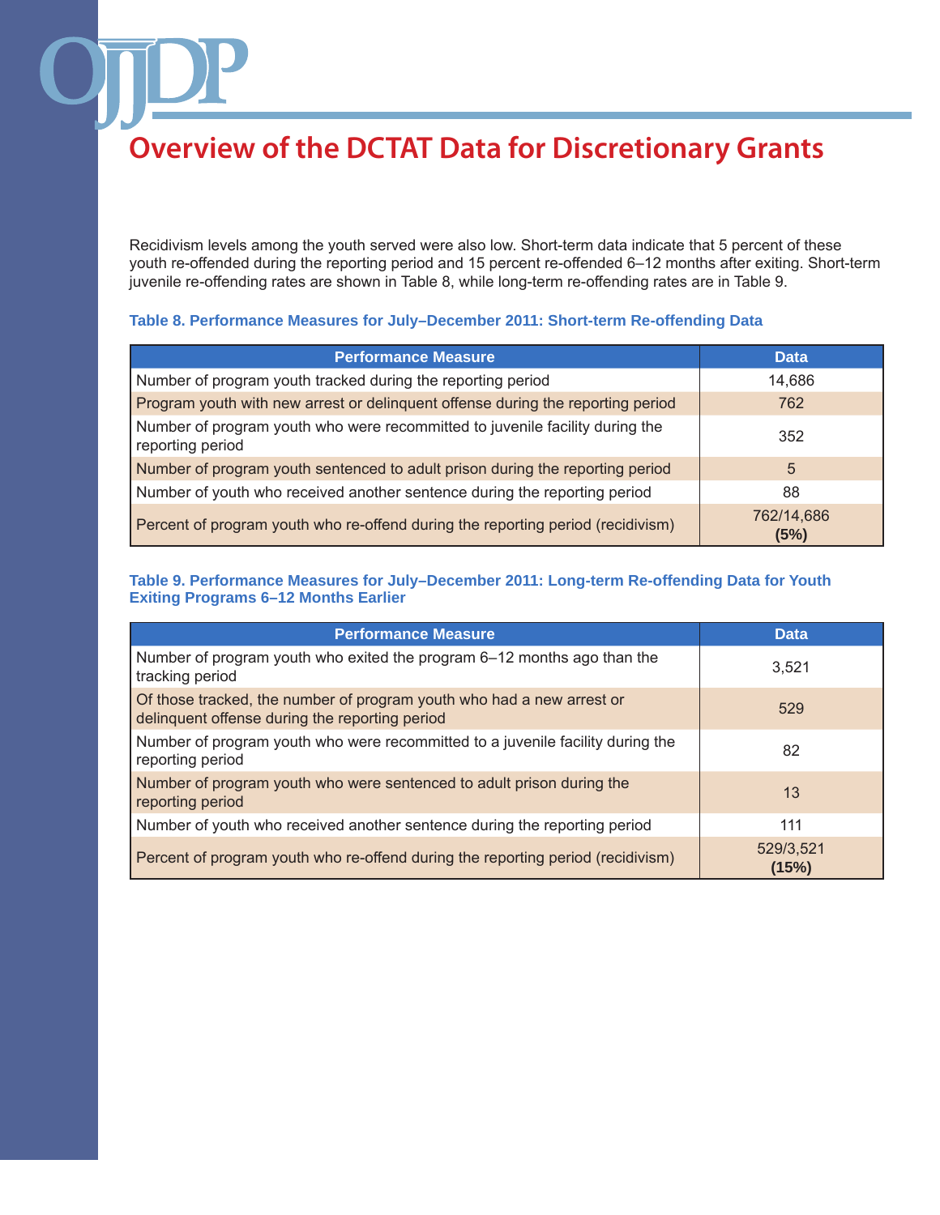# Overview of the DCTAT Data for Discretionary Grants

Recidivism levels among the youth served were also low. Short-term data indicate that 5 percent of these youth re-offended during the reporting period and 15 percent re-offended 6–12 months after exiting. Short-term juvenile re-offending rates are shown in Table 8, while long-term re-offending rates are in Table 9.

### Table 8. Performance Measures for July–December 2011: Short-term Re-offending Data

| Performance Measure | Data |
|---|---|
| Number of program youth tracked during the reporting period | 14,686 |
| Program youth with new arrest or delinquent offense during the reporting period | 762 |
| Number of program youth who were recommitted to juvenile facility during the reporting period | 352 |
| Number of program youth sentenced to adult prison during the reporting period | 5 |
| Number of youth who received another sentence during the reporting period | 88 |
| Percent of program youth who re-offend during the reporting period (recidivism) | 762/14,686 **(5%)** |

### Table 9. Performance Measures for July–December 2011: Long-term Re-offending Data for Youth Exiting Programs 6–12 Months Earlier

| Performance Measure | Data |
|---|---|
| Number of program youth who exited the program 6–12 months ago than the tracking period | 3,521 |
| Of those tracked, the number of program youth who had a new arrest or delinquent offense during the reporting period | 529 |
| Number of program youth who were recommitted to a juvenile facility during the reporting period | 82 |
| Number of program youth who were sentenced to adult prison during the reporting period | 13 |
| Number of youth who received another sentence during the reporting period | 111 |
| Percent of program youth who re-offend during the reporting period (recidivism) | 529/3,521 **(15%)** |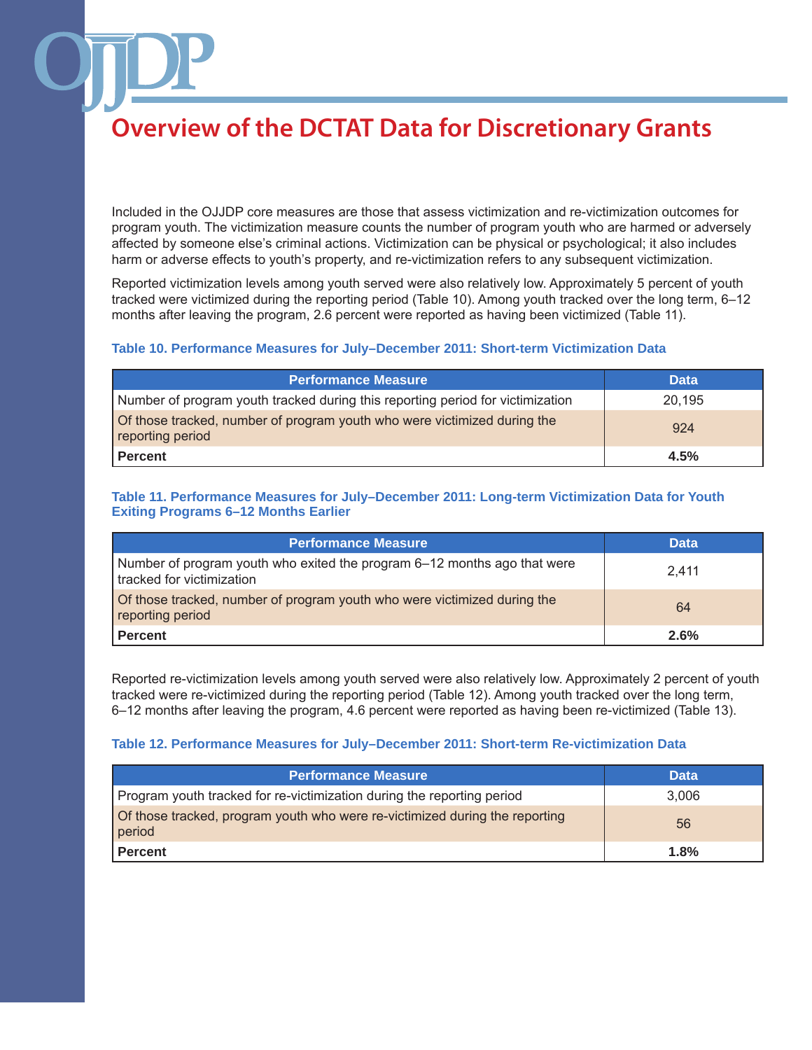# Overview of the DCTAT Data for Discretionary Grants

Included in the OJJDP core measures are those that assess victimization and re-victimization outcomes for program youth. The victimization measure counts the number of program youth who are harmed or adversely affected by someone else's criminal actions. Victimization can be physical or psychological; it also includes harm or adverse effects to youth's property, and re-victimization refers to any subsequent victimization.

Reported victimization levels among youth served were also relatively low. Approximately 5 percent of youth tracked were victimized during the reporting period (Table 10). Among youth tracked over the long term, 6–12 months after leaving the program, 2.6 percent were reported as having been victimized (Table 11).

### Table 10. Performance Measures for July–December 2011: Short-term Victimization Data

| Performance Measure | Data |
|---|---|
| Number of program youth tracked during this reporting period for victimization | 20,195 |
| Of those tracked, number of program youth who were victimized during the reporting period | 924 |
| **Percent** | **4.5%** |

### Table 11. Performance Measures for July–December 2011: Long-term Victimization Data for Youth Exiting Programs 6–12 Months Earlier

| Performance Measure | Data |
|---|---|
| Number of program youth who exited the program 6–12 months ago that were tracked for victimization | 2,411 |
| Of those tracked, number of program youth who were victimized during the reporting period | 64 |
| **Percent** | **2.6%** |

Reported re-victimization levels among youth served were also relatively low. Approximately 2 percent of youth tracked were re-victimized during the reporting period (Table 12). Among youth tracked over the long term, 6–12 months after leaving the program, 4.6 percent were reported as having been re-victimized (Table 13).

### Table 12. Performance Measures for July–December 2011: Short-term Re-victimization Data

| Performance Measure | Data |
|---|---|
| Program youth tracked for re-victimization during the reporting period | 3,006 |
| Of those tracked, program youth who were re-victimized during the reporting period | 56 |
| **Percent** | **1.8%** |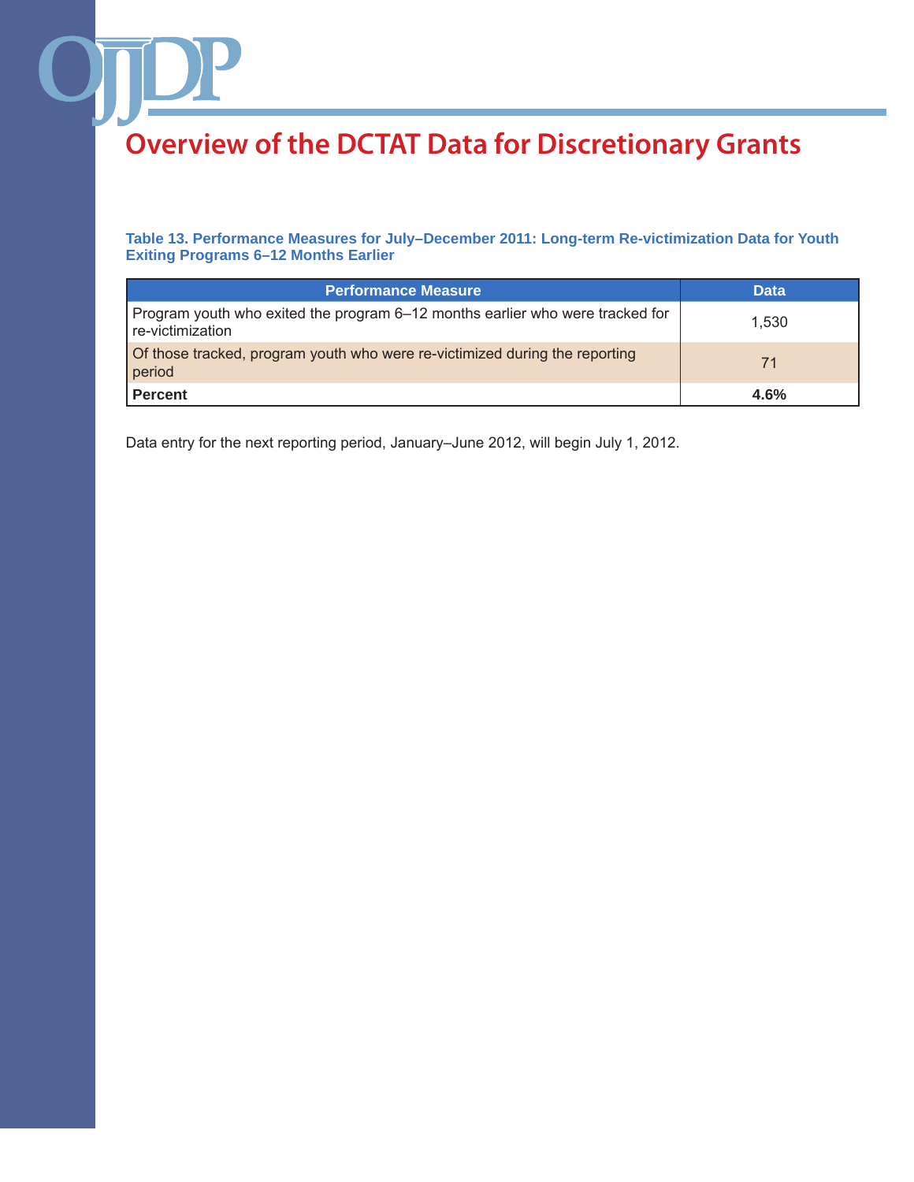# Overview of the DCTAT Data for Discretionary Grants

**Table 13. Performance Measures for July–December 2011: Long-term Re-victimization Data for Youth Exiting Programs 6–12 Months Earlier**

| Performance Measure | Data |
|---|---|
| Program youth who exited the program 6–12 months earlier who were tracked for re-victimization | 1,530 |
| Of those tracked, program youth who were re-victimized during the reporting period | 71 |
| **Percent** | **4.6%** |

Data entry for the next reporting period, January–June 2012, will begin July 1, 2012.